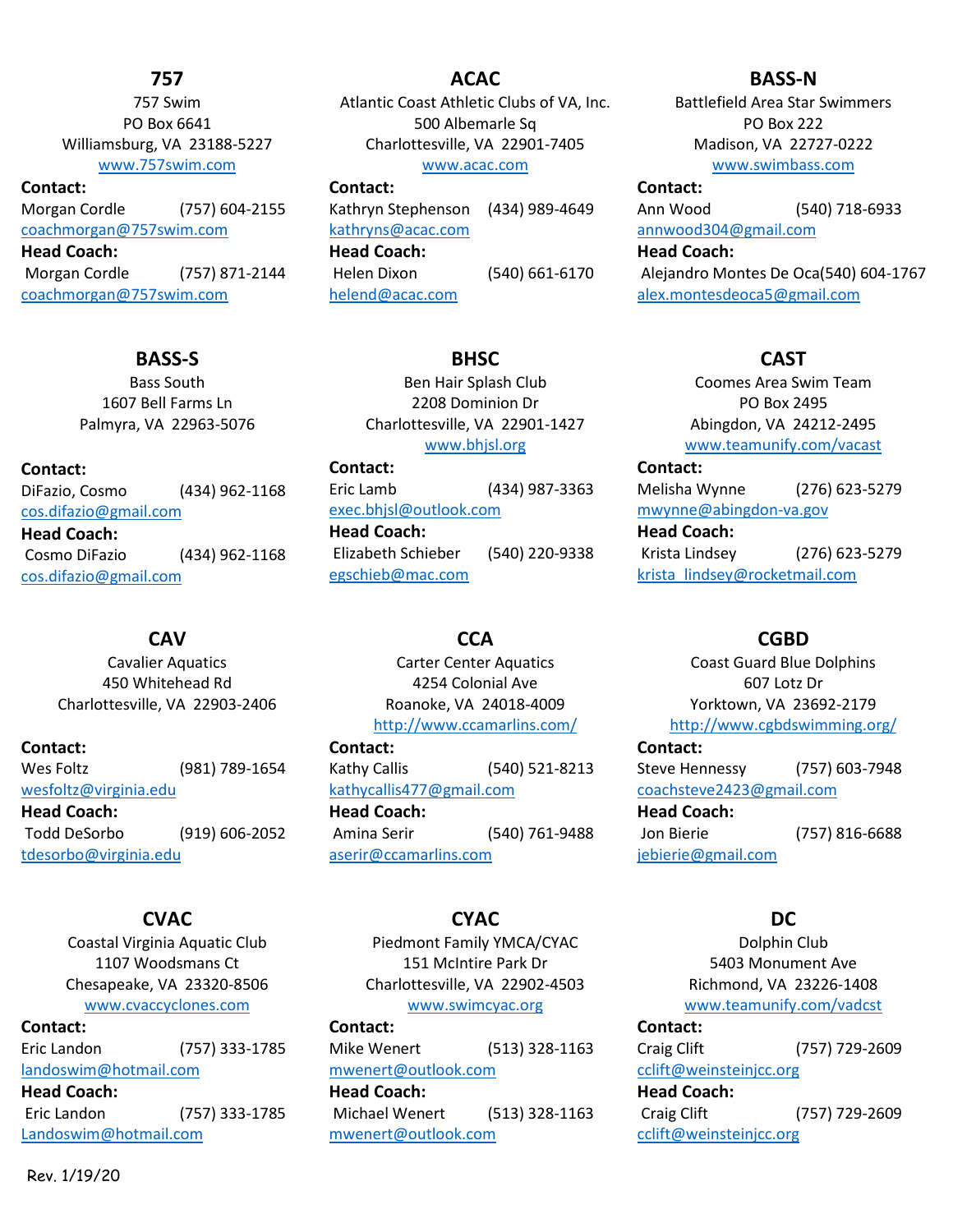## 757

757 Swim
PO Box 6641
Williamsburg, VA 23188-5227
www.757swim.com

**Contact:**
Morgan Cordle (757) 604-2155
coachmorgan@757swim.com

**Head Coach:**
Morgan Cordle (757) 871-2144
coachmorgan@757swim.com

## ACAC

Atlantic Coast Athletic Clubs of VA, Inc.
500 Albemarle Sq
Charlottesville, VA 22901-7405
www.acac.com

**Contact:**
Kathryn Stephenson (434) 989-4649
kathryns@acac.com

**Head Coach:**
Helen Dixon (540) 661-6170
helend@acac.com

## BASS-N

Battlefield Area Star Swimmers
PO Box 222
Madison, VA 22727-0222
www.swimbass.com

**Contact:**
Ann Wood (540) 718-6933
annwood304@gmail.com

**Head Coach:**
Alejandro Montes De Oca (540) 604-1767
alex.montesdeoca5@gmail.com

## BASS-S

Bass South
1607 Bell Farms Ln
Palmyra, VA 22963-5076

**Contact:**
DiFazio, Cosmo (434) 962-1168
cos.difazio@gmail.com

**Head Coach:**
Cosmo DiFazio (434) 962-1168
cos.difazio@gmail.com

## BHSC

Ben Hair Splash Club
2208 Dominion Dr
Charlottesville, VA 22901-1427
www.bhjsl.org

**Contact:**
Eric Lamb (434) 987-3363
exec.bhjsl@outlook.com

**Head Coach:**
Elizabeth Schieber (540) 220-9338
egschieb@mac.com

## CAST

Coomes Area Swim Team
PO Box 2495
Abingdon, VA 24212-2495
www.teamunify.com/vacast

**Contact:**
Melisha Wynne (276) 623-5279
mwynne@abingdon-va.gov

**Head Coach:**
Krista Lindsey (276) 623-5279
krista_lindsey@rocketmail.com

## CAV

Cavalier Aquatics
450 Whitehead Rd
Charlottesville, VA 22903-2406

**Contact:**
Wes Foltz (981) 789-1654
wesfoltz@virginia.edu

**Head Coach:**
Todd DeSorbo (919) 606-2052
tdesorbo@virginia.edu

## CCA

Carter Center Aquatics
4254 Colonial Ave
Roanoke, VA 24018-4009
http://www.ccamarlins.com/

**Contact:**
Kathy Callis (540) 521-8213
kathycallis477@gmail.com

**Head Coach:**
Amina Serir (540) 761-9488
aserir@ccamarlins.com

## CGBD

Coast Guard Blue Dolphins
607 Lotz Dr
Yorktown, VA 23692-2179
http://www.cgbdswimming.org/

**Contact:**
Steve Hennessy (757) 603-7948
coachsteve2423@gmail.com

**Head Coach:**
Jon Bierie (757) 816-6688
jebierie@gmail.com

## CVAC

Coastal Virginia Aquatic Club
1107 Woodsmans Ct
Chesapeake, VA 23320-8506
www.cvaccyclones.com

**Contact:**
Eric Landon (757) 333-1785
landoswim@hotmail.com

**Head Coach:**
Eric Landon (757) 333-1785
Landoswim@hotmail.com

## CYAC

Piedmont Family YMCA/CYAC
151 McIntire Park Dr
Charlottesville, VA 22902-4503
www.swimcyac.org

**Contact:**
Mike Wenert (513) 328-1163
mwenert@outlook.com

**Head Coach:**
Michael Wenert (513) 328-1163
mwenert@outlook.com

## DC

Dolphin Club
5403 Monument Ave
Richmond, VA 23226-1408
www.teamunify.com/vadcst

**Contact:**
Craig Clift (757) 729-2609
cclift@weinsteinjcc.org

**Head Coach:**
Craig Clift (757) 729-2609
cclift@weinsteinjcc.org

Rev. 1/19/20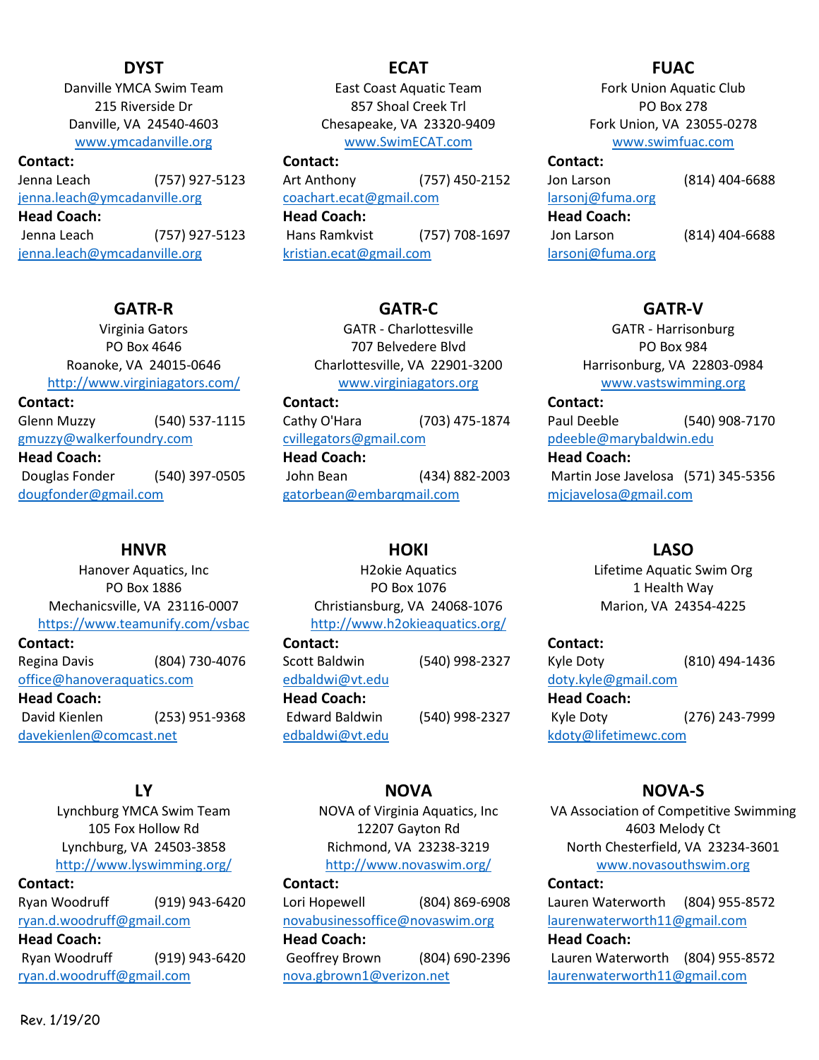## DYST

Danville YMCA Swim Team
215 Riverside Dr
Danville, VA 24540-4603
www.ymcadanville.org

**Contact:**
Jenna Leach (757) 927-5123
jenna.leach@ymcadanville.org

**Head Coach:**
Jenna Leach (757) 927-5123
jenna.leach@ymcadanville.org

## ECAT

East Coast Aquatic Team
857 Shoal Creek Trl
Chesapeake, VA 23320-9409
www.SwimECAT.com

**Contact:**
Art Anthony (757) 450-2152
coachart.ecat@gmail.com

**Head Coach:**
Hans Ramkvist (757) 708-1697
kristian.ecat@gmail.com

## FUAC

Fork Union Aquatic Club
PO Box 278
Fork Union, VA 23055-0278
www.swimfuac.com

**Contact:**
Jon Larson (814) 404-6688
larsonj@fuma.org

**Head Coach:**
Jon Larson (814) 404-6688
larsonj@fuma.org

## GATR-R

Virginia Gators
PO Box 4646
Roanoke, VA 24015-0646
http://www.virginiagators.com/

**Contact:**
Glenn Muzzy (540) 537-1115
gmuzzy@walkerfoundry.com

**Head Coach:**
Douglas Fonder (540) 397-0505
dougfonder@gmail.com

## GATR-C

GATR - Charlottesville
707 Belvedere Blvd
Charlottesville, VA 22901-3200
www.virginiagators.org

**Contact:**
Cathy O'Hara (703) 475-1874
cvillegators@gmail.com

**Head Coach:**
John Bean (434) 882-2003
gatorbean@embarqmail.com

## GATR-V

GATR - Harrisonburg
PO Box 984
Harrisonburg, VA 22803-0984
www.vastswimming.org

**Contact:**
Paul Deeble (540) 908-7170
pdeeble@marybaldwin.edu

**Head Coach:**
Martin Jose Javelosa (571) 345-5356
mjcjavelosa@gmail.com

## HNVR

Hanover Aquatics, Inc
PO Box 1886
Mechanicsville, VA 23116-0007
https://www.teamunify.com/vsbac

**Contact:**
Regina Davis (804) 730-4076
office@hanoveraquatics.com

**Head Coach:**
David Kienlen (253) 951-9368
davekienlen@comcast.net

## HOKI

H2okie Aquatics
PO Box 1076
Christiansburg, VA 24068-1076
http://www.h2okieaquatics.org/

**Contact:**
Scott Baldwin (540) 998-2327
edbaldwi@vt.edu

**Head Coach:**
Edward Baldwin (540) 998-2327
edbaldwi@vt.edu

## LASO

Lifetime Aquatic Swim Org
1 Health Way
Marion, VA 24354-4225

**Contact:**
Kyle Doty (810) 494-1436
doty.kyle@gmail.com

**Head Coach:**
Kyle Doty (276) 243-7999
kdoty@lifetimewc.com

## LY

Lynchburg YMCA Swim Team
105 Fox Hollow Rd
Lynchburg, VA 24503-3858
http://www.lyswimming.org/

**Contact:**
Ryan Woodruff (919) 943-6420
ryan.d.woodruff@gmail.com

**Head Coach:**
Ryan Woodruff (919) 943-6420
ryan.d.woodruff@gmail.com

## NOVA

NOVA of Virginia Aquatics, Inc
12207 Gayton Rd
Richmond, VA 23238-3219
http://www.novaswim.org/

**Contact:**
Lori Hopewell (804) 869-6908
novabusinessoffice@novaswim.org

**Head Coach:**
Geoffrey Brown (804) 690-2396
nova.gbrown1@verizon.net

## NOVA-S

VA Association of Competitive Swimming
4603 Melody Ct
North Chesterfield, VA 23234-3601
www.novasouthswim.org

**Contact:**
Lauren Waterworth (804) 955-8572
laurenwaterworth11@gmail.com

**Head Coach:**
Lauren Waterworth (804) 955-8572
laurenwaterworth11@gmail.com

Rev. 1/19/20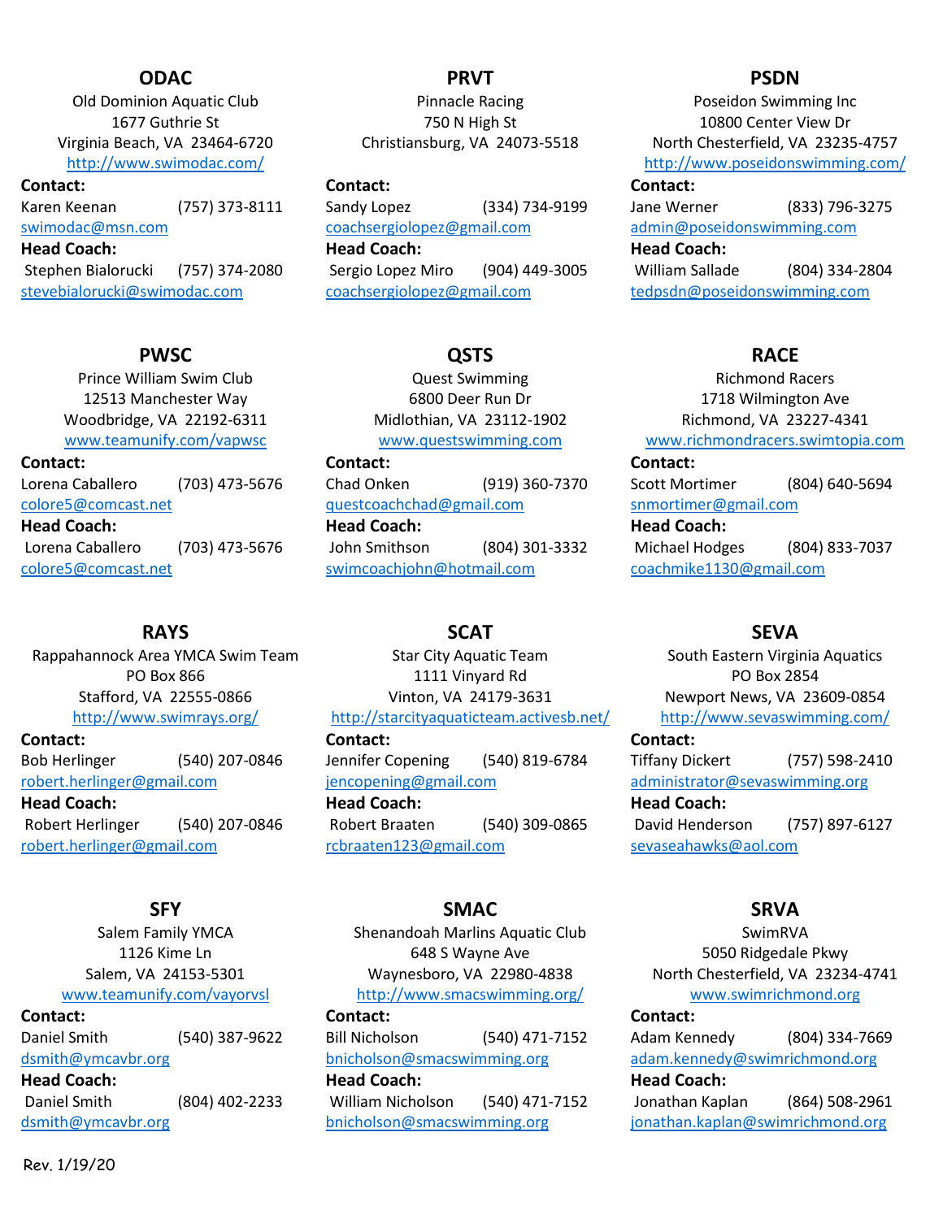## ODAC

Old Dominion Aquatic Club
1677 Guthrie St
Virginia Beach, VA 23464-6720
http://www.swimodac.com/

**Contact:**
Karen Keenan (757) 373-8111
swimodac@msn.com

**Head Coach:**
Stephen Bialorucki (757) 374-2080
stevebialorucki@swimodac.com

## PRVT

Pinnacle Racing
750 N High St
Christiansburg, VA 24073-5518

**Contact:**
Sandy Lopez (334) 734-9199
coachsergiolopez@gmail.com

**Head Coach:**
Sergio Lopez Miro (904) 449-3005
coachsergiolopez@gmail.com

## PSDN

Poseidon Swimming Inc
10800 Center View Dr
North Chesterfield, VA 23235-4757
http://www.poseidonswimming.com/

**Contact:**
Jane Werner (833) 796-3275
admin@poseidonswimming.com

**Head Coach:**
William Sallade (804) 334-2804
tedpsdn@poseidonswimming.com

## PWSC

Prince William Swim Club
12513 Manchester Way
Woodbridge, VA 22192-6311
www.teamunify.com/vapwsc

**Contact:**
Lorena Caballero (703) 473-5676
colore5@comcast.net

**Head Coach:**
Lorena Caballero (703) 473-5676
colore5@comcast.net

## QSTS

Quest Swimming
6800 Deer Run Dr
Midlothian, VA 23112-1902
www.questswimming.com

**Contact:**
Chad Onken (919) 360-7370
questcoachchad@gmail.com

**Head Coach:**
John Smithson (804) 301-3332
swimcoachjohn@hotmail.com

## RACE

Richmond Racers
1718 Wilmington Ave
Richmond, VA 23227-4341
www.richmondracers.swimtopia.com

**Contact:**
Scott Mortimer (804) 640-5694
snmortimer@gmail.com

**Head Coach:**
Michael Hodges (804) 833-7037
coachmike1130@gmail.com

## RAYS

Rappahannock Area YMCA Swim Team
PO Box 866
Stafford, VA 22555-0866
http://www.swimrays.org/

**Contact:**
Bob Herlinger (540) 207-0846
robert.herlinger@gmail.com

**Head Coach:**
Robert Herlinger (540) 207-0846
robert.herlinger@gmail.com

## SCAT

Star City Aquatic Team
1111 Vinyard Rd
Vinton, VA 24179-3631
http://starcityaquaticteam.activesb.net/

**Contact:**
Jennifer Copening (540) 819-6784
jencopening@gmail.com

**Head Coach:**
Robert Braaten (540) 309-0865
rcbraaten123@gmail.com

## SEVA

South Eastern Virginia Aquatics
PO Box 2854
Newport News, VA 23609-0854
http://www.sevaswimming.com/

**Contact:**
Tiffany Dickert (757) 598-2410
administrator@sevaswimming.org

**Head Coach:**
David Henderson (757) 897-6127
sevaseahawks@aol.com

## SFY

Salem Family YMCA
1126 Kime Ln
Salem, VA 24153-5301
www.teamunify.com/vayorvsl

**Contact:**
Daniel Smith (540) 387-9622
dsmith@ymcavbr.org

**Head Coach:**
Daniel Smith (804) 402-2233
dsmith@ymcavbr.org

## SMAC

Shenandoah Marlins Aquatic Club
648 S Wayne Ave
Waynesboro, VA 22980-4838
http://www.smacswimming.org/

**Contact:**
Bill Nicholson (540) 471-7152
bnicholson@smacswimming.org

**Head Coach:**
William Nicholson (540) 471-7152
bnicholson@smacswimming.org

## SRVA

SwimRVA
5050 Ridgedale Pkwy
North Chesterfield, VA 23234-4741
www.swimrichmond.org

**Contact:**
Adam Kennedy (804) 334-7669
adam.kennedy@swimrichmond.org

**Head Coach:**
Jonathan Kaplan (864) 508-2961
jonathan.kaplan@swimrichmond.org

Rev. 1/19/20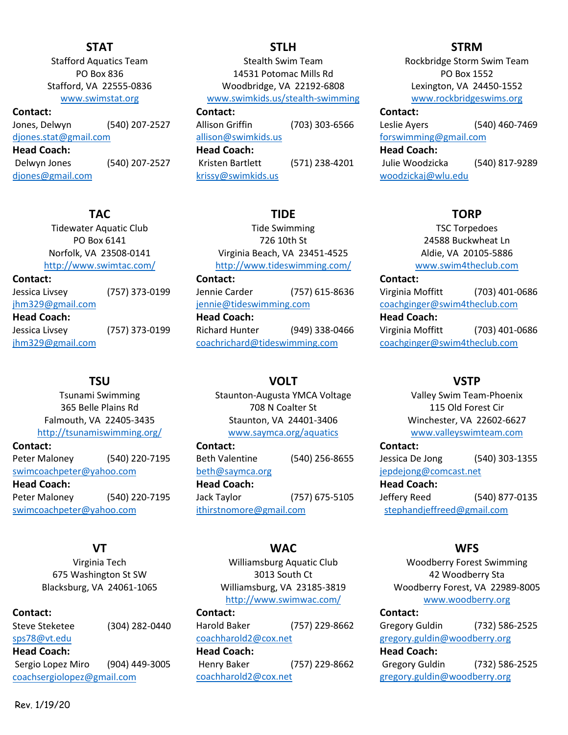## STAT

Stafford Aquatics Team
PO Box 836
Stafford, VA 22555-0836
www.swimstat.org

**Contact:**
Jones, Delwyn (540) 207-2527
djones.stat@gmail.com

**Head Coach:**
Delwyn Jones (540) 207-2527
djones@gmail.com

## STLH

Stealth Swim Team
14531 Potomac Mills Rd
Woodbridge, VA 22192-6808
www.swimkids.us/stealth-swimming

**Contact:**
Allison Griffin (703) 303-6566
allison@swimkids.us

**Head Coach:**
Kristen Bartlett (571) 238-4201
krissy@swimkids.us

## STRM

Rockbridge Storm Swim Team
PO Box 1552
Lexington, VA 24450-1552
www.rockbridgeswims.org

**Contact:**
Leslie Ayers (540) 460-7469
forswimming@gmail.com

**Head Coach:**
Julie Woodzicka (540) 817-9289
woodzickaj@wlu.edu

## TAC

Tidewater Aquatic Club
PO Box 6141
Norfolk, VA 23508-0141
http://www.swimtac.com/

**Contact:**
Jessica Livsey (757) 373-0199
jhm329@gmail.com

**Head Coach:**
Jessica Livsey (757) 373-0199
jhm329@gmail.com

## TIDE

Tide Swimming
726 10th St
Virginia Beach, VA 23451-4525
http://www.tideswimming.com/

**Contact:**
Jennie Carder (757) 615-8636
jennie@tideswimming.com

**Head Coach:**
Richard Hunter (949) 338-0466
coachrichard@tideswimming.com

## TORP

TSC Torpedoes
24588 Buckwheat Ln
Aldie, VA 20105-5886
www.swim4theclub.com

**Contact:**
Virginia Moffitt (703) 401-0686
coachginger@swim4theclub.com

**Head Coach:**
Virginia Moffitt (703) 401-0686
coachginger@swim4theclub.com

## TSU

Tsunami Swimming
365 Belle Plains Rd
Falmouth, VA 22405-3435
http://tsunamiswimming.org/

**Contact:**
Peter Maloney (540) 220-7195
swimcoachpeter@yahoo.com

**Head Coach:**
Peter Maloney (540) 220-7195
swimcoachpeter@yahoo.com

## VOLT

Staunton-Augusta YMCA Voltage
708 N Coalter St
Staunton, VA 24401-3406
www.saymca.org/aquatics

**Contact:**
Beth Valentine (540) 256-8655
beth@saymca.org

**Head Coach:**
Jack Taylor (757) 675-5105
ithirstnomore@gmail.com

## VSTP

Valley Swim Team-Phoenix
115 Old Forest Cir
Winchester, VA 22602-6627
www.valleyswimteam.com

**Contact:**
Jessica De Jong (540) 303-1355
jepdejong@comcast.net

**Head Coach:**
Jeffery Reed (540) 877-0135
stephandjeffreed@gmail.com

## VT

Virginia Tech
675 Washington St SW
Blacksburg, VA 24061-1065

**Contact:**
Steve Steketee (304) 282-0440
sps78@vt.edu

**Head Coach:**
Sergio Lopez Miro (904) 449-3005
coachsergiolopez@gmail.com

## WAC

Williamsburg Aquatic Club
3013 South Ct
Williamsburg, VA 23185-3819
http://www.swimwac.com/

**Contact:**
Harold Baker (757) 229-8662
coachharold2@cox.net

**Head Coach:**
Henry Baker (757) 229-8662
coachharold2@cox.net

## WFS

Woodberry Forest Swimming
42 Woodberry Sta
Woodberry Forest, VA 22989-8005
www.woodberry.org

**Contact:**
Gregory Guldin (732) 586-2525
gregory.guldin@woodberry.org

**Head Coach:**
Gregory Guldin (732) 586-2525
gregory.guldin@woodberry.org

Rev. 1/19/20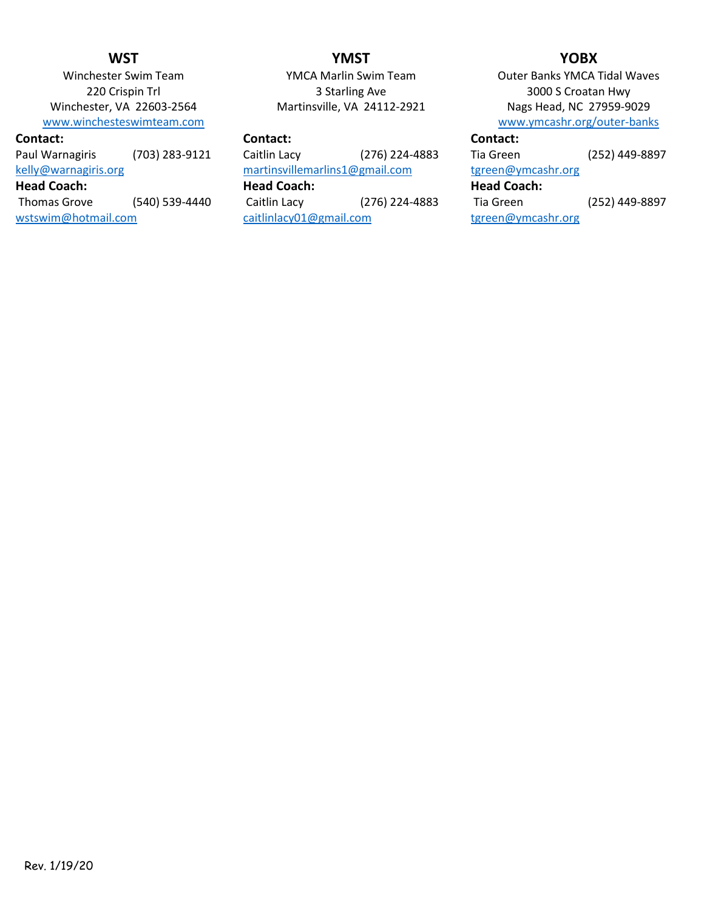## WST

Winchester Swim Team
220 Crispin Trl
Winchester, VA 22603-2564
www.winchesteswimteam.com

**Contact:**
Paul Warnagiris (703) 283-9121
kelly@warnagiris.org

**Head Coach:**
Thomas Grove (540) 539-4440
wstswim@hotmail.com

## YMST

YMCA Marlin Swim Team
3 Starling Ave
Martinsville, VA 24112-2921

**Contact:**
Caitlin Lacy (276) 224-4883
martinsvillemarlins1@gmail.com

**Head Coach:**
Caitlin Lacy (276) 224-4883
caitlinlacy01@gmail.com

## YOBX

Outer Banks YMCA Tidal Waves
3000 S Croatan Hwy
Nags Head, NC 27959-9029
www.ymcashr.org/outer-banks

**Contact:**
Tia Green (252) 449-8897
tgreen@ymcashr.org

**Head Coach:**
Tia Green (252) 449-8897
tgreen@ymcashr.org

Rev. 1/19/20